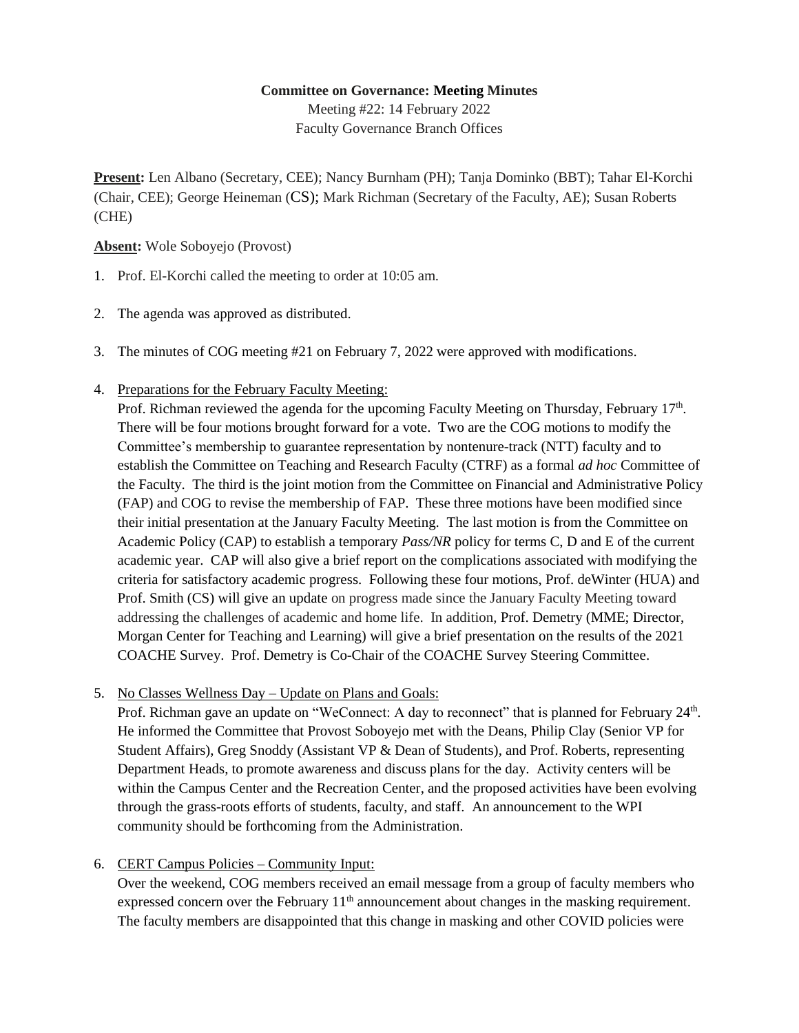**Committee on Governance: Meeting Minutes**

Meeting #22: 14 February 2022

Faculty Governance Branch Offices

**Present:** Len Albano (Secretary, CEE); Nancy Burnham (PH); Tanja Dominko (BBT); Tahar El-Korchi (Chair, CEE); George Heineman (CS); Mark Richman (Secretary of the Faculty, AE); Susan Roberts (CHE)

**Absent:** Wole Soboyejo (Provost)

1. Prof. El-Korchi called the meeting to order at 10:05 am.

2. The agenda was approved as distributed.

3. The minutes of COG meeting #21 on February 7, 2022 were approved with modifications.

4. Preparations for the February Faculty Meeting:
   Prof. Richman reviewed the agenda for the upcoming Faculty Meeting on Thursday, February 17th. There will be four motions brought forward for a vote. Two are the COG motions to modify the Committee's membership to guarantee representation by nontenure-track (NTT) faculty and to establish the Committee on Teaching and Research Faculty (CTRF) as a formal *ad hoc* Committee of the Faculty. The third is the joint motion from the Committee on Financial and Administrative Policy (FAP) and COG to revise the membership of FAP. These three motions have been modified since their initial presentation at the January Faculty Meeting. The last motion is from the Committee on Academic Policy (CAP) to establish a temporary *Pass/NR* policy for terms C, D and E of the current academic year. CAP will also give a brief report on the complications associated with modifying the criteria for satisfactory academic progress. Following these four motions, Prof. deWinter (HUA) and Prof. Smith (CS) will give an update on progress made since the January Faculty Meeting toward addressing the challenges of academic and home life. In addition, Prof. Demetry (MME; Director, Morgan Center for Teaching and Learning) will give a brief presentation on the results of the 2021 COACHE Survey. Prof. Demetry is Co-Chair of the COACHE Survey Steering Committee.

5. No Classes Wellness Day – Update on Plans and Goals:
   Prof. Richman gave an update on "WeConnect: A day to reconnect" that is planned for February 24th. He informed the Committee that Provost Soboyejo met with the Deans, Philip Clay (Senior VP for Student Affairs), Greg Snoddy (Assistant VP & Dean of Students), and Prof. Roberts, representing Department Heads, to promote awareness and discuss plans for the day. Activity centers will be within the Campus Center and the Recreation Center, and the proposed activities have been evolving through the grass-roots efforts of students, faculty, and staff. An announcement to the WPI community should be forthcoming from the Administration.

6. CERT Campus Policies – Community Input:
   Over the weekend, COG members received an email message from a group of faculty members who expressed concern over the February 11th announcement about changes in the masking requirement. The faculty members are disappointed that this change in masking and other COVID policies were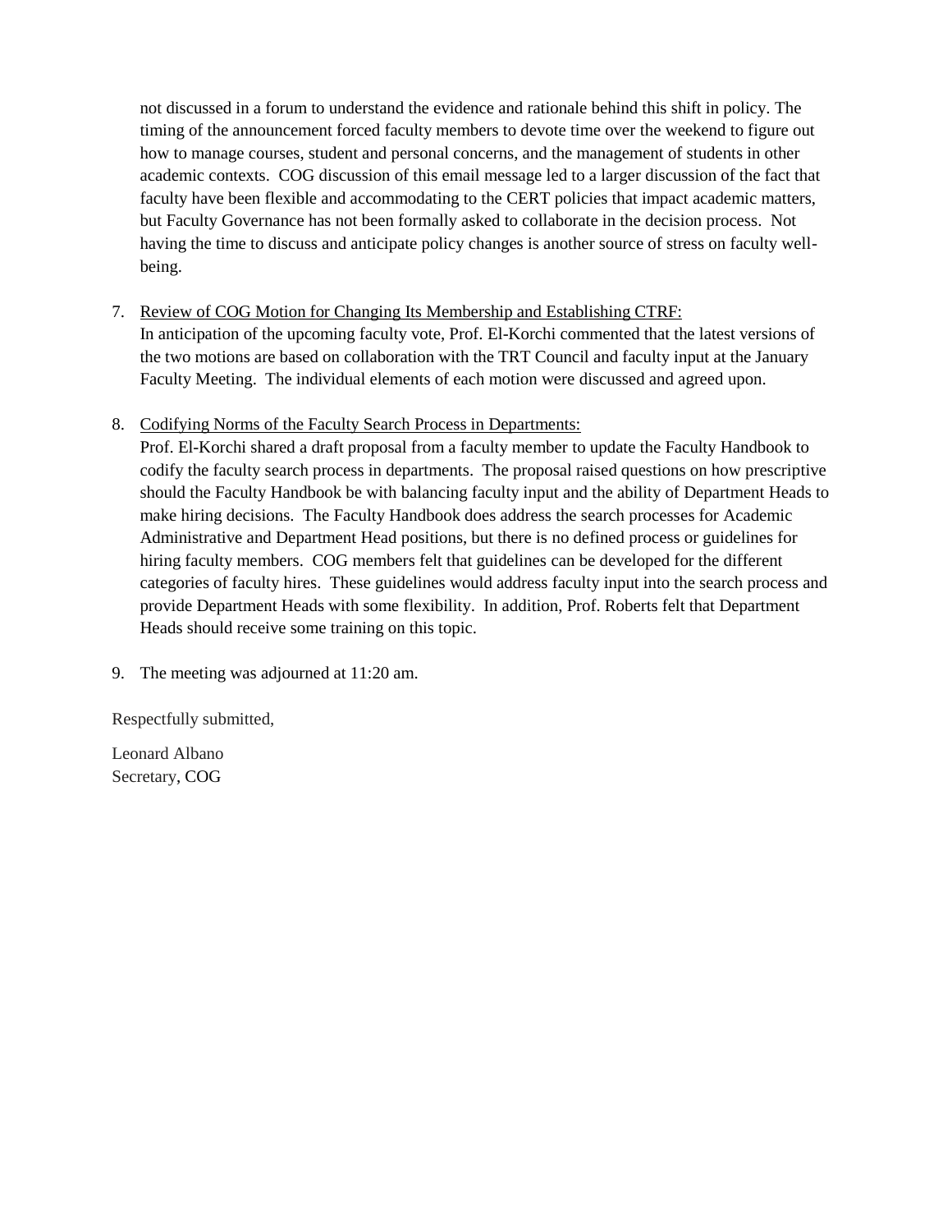not discussed in a forum to understand the evidence and rationale behind this shift in policy. The timing of the announcement forced faculty members to devote time over the weekend to figure out how to manage courses, student and personal concerns, and the management of students in other academic contexts. COG discussion of this email message led to a larger discussion of the fact that faculty have been flexible and accommodating to the CERT policies that impact academic matters, but Faculty Governance has not been formally asked to collaborate in the decision process. Not having the time to discuss and anticipate policy changes is another source of stress on faculty well-being.

7. <u>Review of COG Motion for Changing Its Membership and Establishing CTRF:</u>
   In anticipation of the upcoming faculty vote, Prof. El-Korchi commented that the latest versions of the two motions are based on collaboration with the TRT Council and faculty input at the January Faculty Meeting. The individual elements of each motion were discussed and agreed upon.

8. <u>Codifying Norms of the Faculty Search Process in Departments:</u>
   Prof. El-Korchi shared a draft proposal from a faculty member to update the Faculty Handbook to codify the faculty search process in departments. The proposal raised questions on how prescriptive should the Faculty Handbook be with balancing faculty input and the ability of Department Heads to make hiring decisions. The Faculty Handbook does address the search processes for Academic Administrative and Department Head positions, but there is no defined process or guidelines for hiring faculty members. COG members felt that guidelines can be developed for the different categories of faculty hires. These guidelines would address faculty input into the search process and provide Department Heads with some flexibility. In addition, Prof. Roberts felt that Department Heads should receive some training on this topic.

9. The meeting was adjourned at 11:20 am.

Respectfully submitted,

Leonard Albano
Secretary, COG